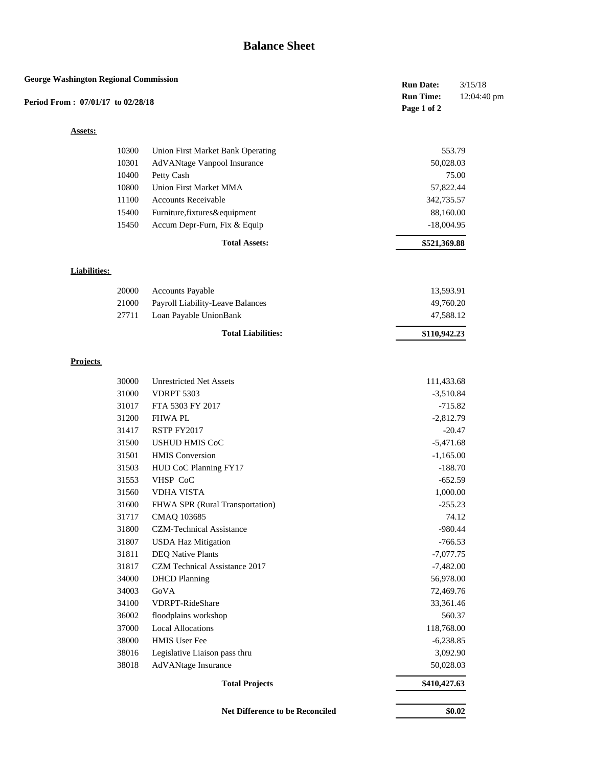# Balance Sheet

**George Washington Regional Commission**

**Period From : 07/01/17 to 02/28/18**

**Run Date:** 3/15/18
**Run Time:** 12:04:40 pm

**Assets:**

| Account | Description | Amount |
|---|---|---|
| 10300 | Union First Market Bank Operating | 553.79 |
| 10301 | AdVANtage Vanpool Insurance | 50,028.03 |
| 10400 | Petty Cash | 75.00 |
| 10800 | Union First Market MMA | 57,822.44 |
| 11100 | Accounts Receivable | 342,735.57 |
| 15400 | Furniture,fixtures&equipment | 88,160.00 |
| 15450 | Accum Depr-Furn, Fix & Equip | -18,004.95 |
| | **Total Assets:** | **$521,369.88** |

**Liabilities:**

| Account | Description | Amount |
|---|---|---|
| 20000 | Accounts Payable | 13,593.91 |
| 21000 | Payroll Liability-Leave Balances | 49,760.20 |
| 27711 | Loan Payable UnionBank | 47,588.12 |
| | **Total Liabilities:** | **$110,942.23** |

**Projects**

| Account | Description | Amount |
|---|---|---|
| 30000 | Unrestricted Net Assets | 111,433.68 |
| 31000 | VDRPT 5303 | -3,510.84 |
| 31017 | FTA 5303 FY 2017 | -715.82 |
| 31200 | FHWA PL | -2,812.79 |
| 31417 | RSTP FY2017 | -20.47 |
| 31500 | USHUD HMIS CoC | -5,471.68 |
| 31501 | HMIS Conversion | -1,165.00 |
| 31503 | HUD CoC Planning FY17 | -188.70 |
| 31553 | VHSP CoC | -652.59 |
| 31560 | VDHA VISTA | 1,000.00 |
| 31600 | FHWA SPR (Rural Transportation) | -255.23 |
| 31717 | CMAQ 103685 | 74.12 |
| 31800 | CZM-Technical Assistance | -980.44 |
| 31807 | USDA Haz Mitigation | -766.53 |
| 31811 | DEQ Native Plants | -7,077.75 |
| 31817 | CZM Technical Assistance 2017 | -7,482.00 |
| 34000 | DHCD Planning | 56,978.00 |
| 34003 | GoVA | 72,469.76 |
| 34100 | VDRPT-RideShare | 33,361.46 |
| 36002 | floodplains workshop | 560.37 |
| 37000 | Local Allocations | 118,768.00 |
| 38000 | HMIS User Fee | -6,238.85 |
| 38016 | Legislative Liaison pass thru | 3,092.90 |
| 38018 | AdVANtage Insurance | 50,028.03 |
| | **Total Projects** | **$410,427.63** |

| | **Net Difference to be Reconciled** | **$0.02** |
|---|---|---|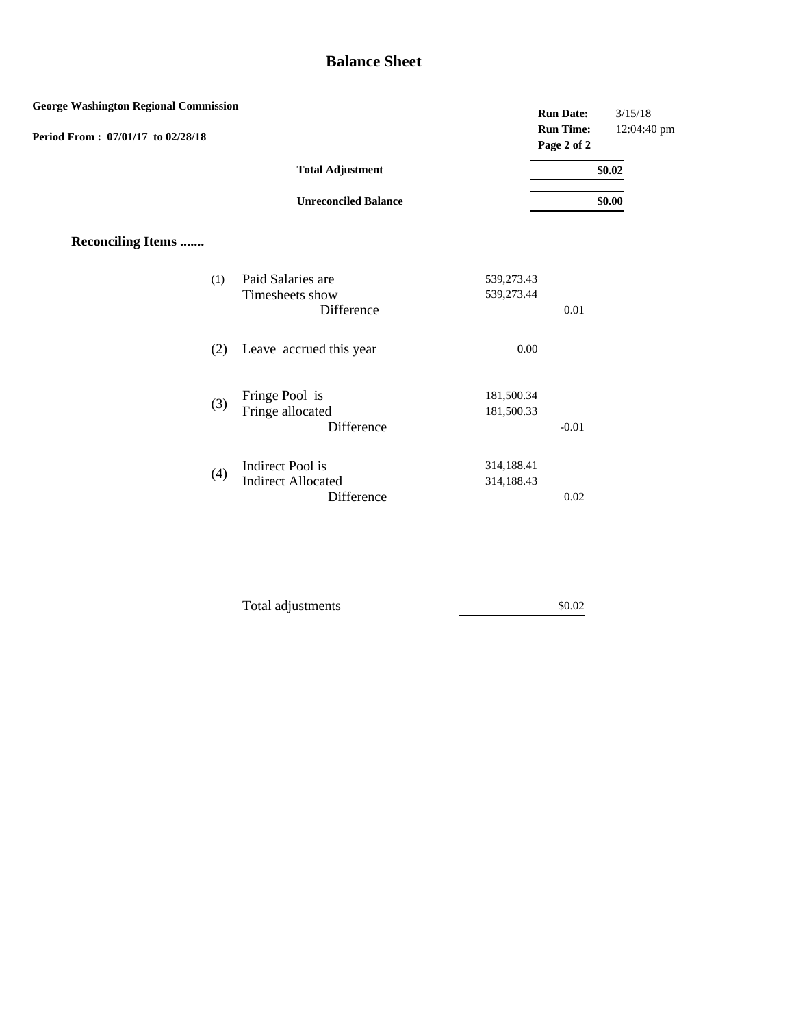# Balance Sheet

**George Washington Regional Commission**

**Period From : 07/01/17 to 02/28/18**

**Run Date:** 3/15/18
**Run Time:** 12:04:40 pm

| | |
|---|---|
| **Total Adjustment** | **$0.02** |
| **Unreconciled Balance** | **$0.00** |

## Reconciling Items .......

| | | | |
|---|---|---|---|
| (1) | Paid Salaries are | 539,273.43 | |
| | Timesheets show | 539,273.44 | |
| | Difference | | 0.01 |
| (2) | Leave accrued this year | 0.00 | |
| (3) | Fringe Pool is | 181,500.34 | |
| | Fringe allocated | 181,500.33 | |
| | Difference | | -0.01 |
| (4) | Indirect Pool is | 314,188.41 | |
| | Indirect Allocated | 314,188.43 | |
| | Difference | | 0.02 |

| | |
|---|---|
| Total adjustments | $0.02 |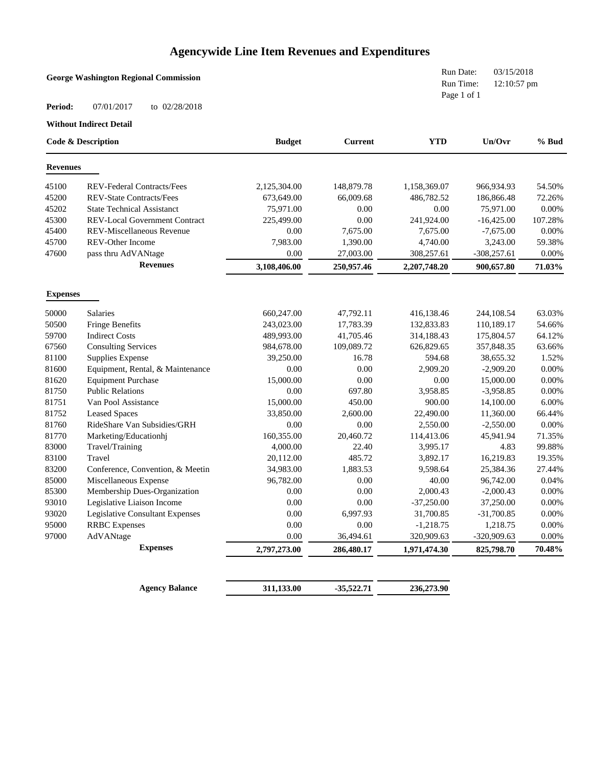# Agencywide Line Item Revenues and Expenditures

**George Washington Regional Commission**

Run Date: 03/15/2018
Run Time: 12:10:57 pm

**Period:** 07/01/2017 to 02/28/2018

**Without Indirect Detail**

| Code & Description | | Budget | Current | YTD | Un/Ovr | % Bud |
|---|---|---|---|---|---|---|
| **Revenues** | | | | | | |
| 45100 | REV-Federal Contracts/Fees | 2,125,304.00 | 148,879.78 | 1,158,369.07 | 966,934.93 | 54.50% |
| 45200 | REV-State Contracts/Fees | 673,649.00 | 66,009.68 | 486,782.52 | 186,866.48 | 72.26% |
| 45202 | State Technical Assistanct | 75,971.00 | 0.00 | 0.00 | 75,971.00 | 0.00% |
| 45300 | REV-Local Government Contract | 225,499.00 | 0.00 | 241,924.00 | -16,425.00 | 107.28% |
| 45400 | REV-Miscellaneous Revenue | 0.00 | 7,675.00 | 7,675.00 | -7,675.00 | 0.00% |
| 45700 | REV-Other Income | 7,983.00 | 1,390.00 | 4,740.00 | 3,243.00 | 59.38% |
| 47600 | pass thru AdVANtage | 0.00 | 27,003.00 | 308,257.61 | -308,257.61 | 0.00% |
| | **Revenues** | **3,108,406.00** | **250,957.46** | **2,207,748.20** | **900,657.80** | **71.03%** |
| **Expenses** | | | | | | |
| 50000 | Salaries | 660,247.00 | 47,792.11 | 416,138.46 | 244,108.54 | 63.03% |
| 50500 | Fringe Benefits | 243,023.00 | 17,783.39 | 132,833.83 | 110,189.17 | 54.66% |
| 59700 | Indirect Costs | 489,993.00 | 41,705.46 | 314,188.43 | 175,804.57 | 64.12% |
| 67560 | Consulting Services | 984,678.00 | 109,089.72 | 626,829.65 | 357,848.35 | 63.66% |
| 81100 | Supplies Expense | 39,250.00 | 16.78 | 594.68 | 38,655.32 | 1.52% |
| 81600 | Equipment, Rental, & Maintenance | 0.00 | 0.00 | 2,909.20 | -2,909.20 | 0.00% |
| 81620 | Equipment Purchase | 15,000.00 | 0.00 | 0.00 | 15,000.00 | 0.00% |
| 81750 | Public Relations | 0.00 | 697.80 | 3,958.85 | -3,958.85 | 0.00% |
| 81751 | Van Pool Assistance | 15,000.00 | 450.00 | 900.00 | 14,100.00 | 6.00% |
| 81752 | Leased Spaces | 33,850.00 | 2,600.00 | 22,490.00 | 11,360.00 | 66.44% |
| 81760 | RideShare Van Subsidies/GRH | 0.00 | 0.00 | 2,550.00 | -2,550.00 | 0.00% |
| 81770 | Marketing/Educationhj | 160,355.00 | 20,460.72 | 114,413.06 | 45,941.94 | 71.35% |
| 83000 | Travel/Training | 4,000.00 | 22.40 | 3,995.17 | 4.83 | 99.88% |
| 83100 | Travel | 20,112.00 | 485.72 | 3,892.17 | 16,219.83 | 19.35% |
| 83200 | Conference, Convention, & Meetin | 34,983.00 | 1,883.53 | 9,598.64 | 25,384.36 | 27.44% |
| 85000 | Miscellaneous Expense | 96,782.00 | 0.00 | 40.00 | 96,742.00 | 0.04% |
| 85300 | Membership Dues-Organization | 0.00 | 0.00 | 2,000.43 | -2,000.43 | 0.00% |
| 93010 | Legislative Liaison Income | 0.00 | 0.00 | -37,250.00 | 37,250.00 | 0.00% |
| 93020 | Legislative Consultant Expenses | 0.00 | 6,997.93 | 31,700.85 | -31,700.85 | 0.00% |
| 95000 | RRBC Expenses | 0.00 | 0.00 | -1,218.75 | 1,218.75 | 0.00% |
| 97000 | AdVANtage | 0.00 | 36,494.61 | 320,909.63 | -320,909.63 | 0.00% |
| | **Expenses** | **2,797,273.00** | **286,480.17** | **1,971,474.30** | **825,798.70** | **70.48%** |
| | **Agency Balance** | **311,133.00** | **-35,522.71** | **236,273.90** | | |